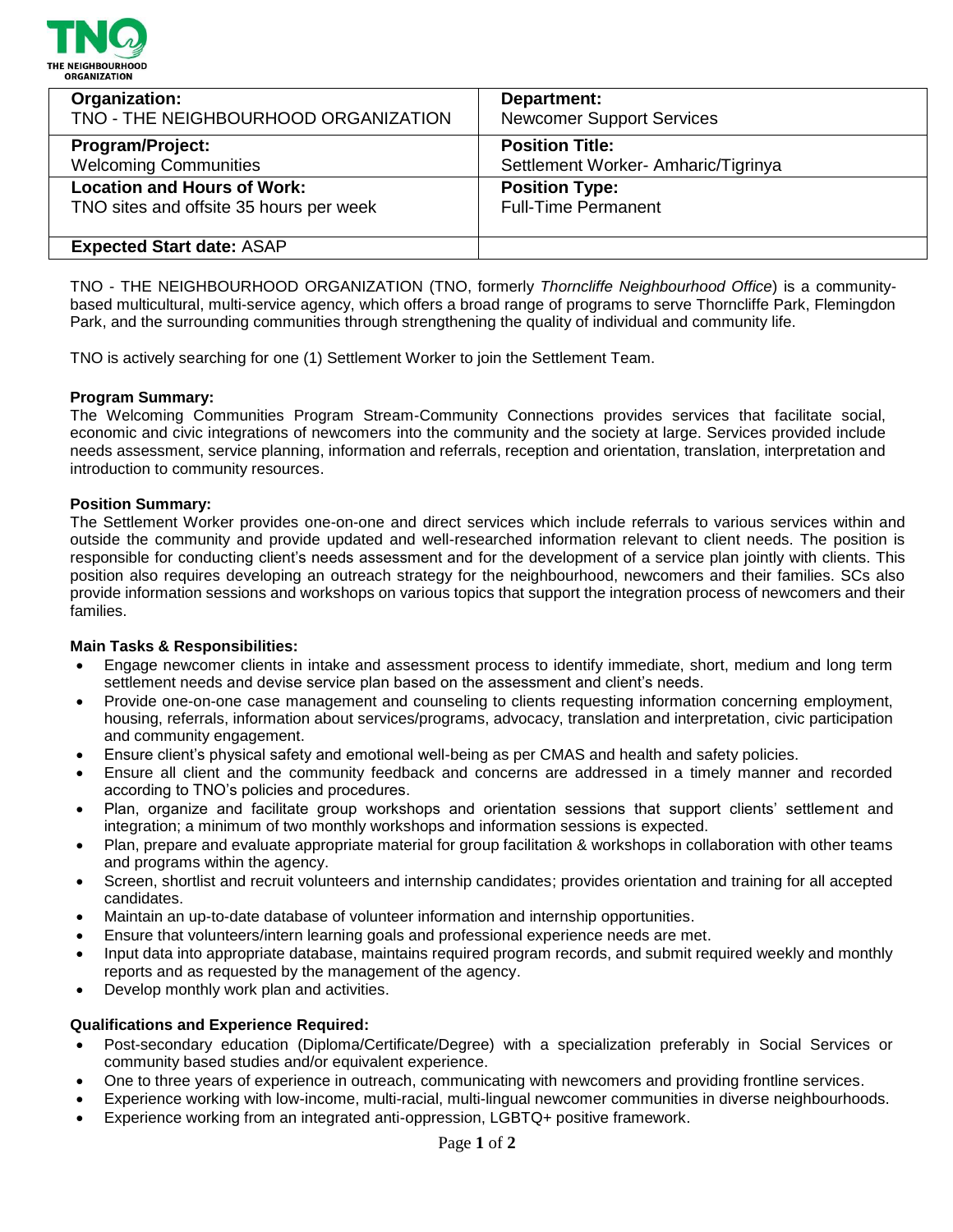TNO
THE NEIGHBOURHOOD ORGANIZATION

| **Organization:** TNO - THE NEIGHBOURHOOD ORGANIZATION | **Department:** Newcomer Support Services |
|---|---|
| **Program/Project:** Welcoming Communities | **Position Title:** Settlement Worker- Amharic/Tigrinya |
| **Location and Hours of Work:** TNO sites and offsite 35 hours per week | **Position Type:** Full-Time Permanent |
| **Expected Start date:** ASAP | |

TNO - THE NEIGHBOURHOOD ORGANIZATION (TNO, formerly *Thorncliffe Neighbourhood Office*) is a community-based multicultural, multi-service agency, which offers a broad range of programs to serve Thorncliffe Park, Flemingdon Park, and the surrounding communities through strengthening the quality of individual and community life.

TNO is actively searching for one (1) Settlement Worker to join the Settlement Team.

**Program Summary:**
The Welcoming Communities Program Stream-Community Connections provides services that facilitate social, economic and civic integrations of newcomers into the community and the society at large. Services provided include needs assessment, service planning, information and referrals, reception and orientation, translation, interpretation and introduction to community resources.

**Position Summary:**
The Settlement Worker provides one-on-one and direct services which include referrals to various services within and outside the community and provide updated and well-researched information relevant to client needs. The position is responsible for conducting client's needs assessment and for the development of a service plan jointly with clients. This position also requires developing an outreach strategy for the neighbourhood, newcomers and their families. SCs also provide information sessions and workshops on various topics that support the integration process of newcomers and their families.

**Main Tasks & Responsibilities:**

- Engage newcomer clients in intake and assessment process to identify immediate, short, medium and long term settlement needs and devise service plan based on the assessment and client's needs.
- Provide one-on-one case management and counseling to clients requesting information concerning employment, housing, referrals, information about services/programs, advocacy, translation and interpretation, civic participation and community engagement.
- Ensure client's physical safety and emotional well-being as per CMAS and health and safety policies.
- Ensure all client and the community feedback and concerns are addressed in a timely manner and recorded according to TNO's policies and procedures.
- Plan, organize and facilitate group workshops and orientation sessions that support clients' settlement and integration; a minimum of two monthly workshops and information sessions is expected.
- Plan, prepare and evaluate appropriate material for group facilitation & workshops in collaboration with other teams and programs within the agency.
- Screen, shortlist and recruit volunteers and internship candidates; provides orientation and training for all accepted candidates.
- Maintain an up-to-date database of volunteer information and internship opportunities.
- Ensure that volunteers/intern learning goals and professional experience needs are met.
- Input data into appropriate database, maintains required program records, and submit required weekly and monthly reports and as requested by the management of the agency.
- Develop monthly work plan and activities.

**Qualifications and Experience Required:**

- Post-secondary education (Diploma/Certificate/Degree) with a specialization preferably in Social Services or community based studies and/or equivalent experience.
- One to three years of experience in outreach, communicating with newcomers and providing frontline services.
- Experience working with low-income, multi-racial, multi-lingual newcomer communities in diverse neighbourhoods.
- Experience working from an integrated anti-oppression, LGBTQ+ positive framework.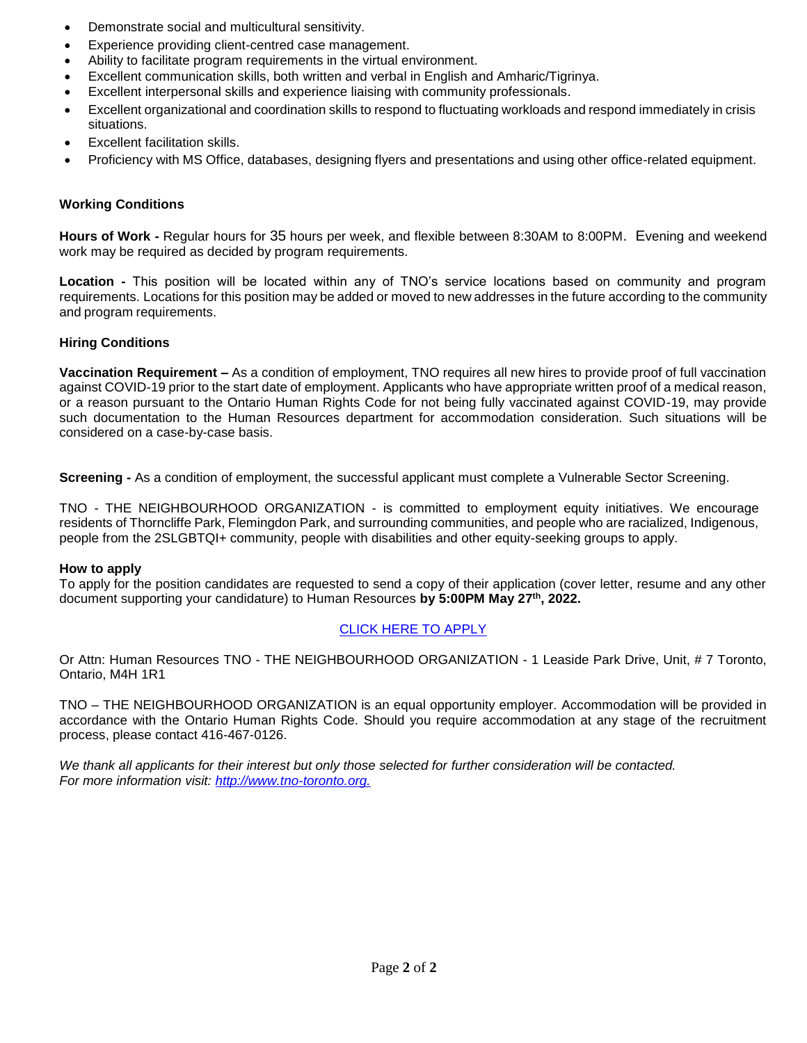- Demonstrate social and multicultural sensitivity.
- Experience providing client-centred case management.
- Ability to facilitate program requirements in the virtual environment.
- Excellent communication skills, both written and verbal in English and Amharic/Tigrinya.
- Excellent interpersonal skills and experience liaising with community professionals.
- Excellent organizational and coordination skills to respond to fluctuating workloads and respond immediately in crisis situations.
- Excellent facilitation skills.
- Proficiency with MS Office, databases, designing flyers and presentations and using other office-related equipment.

**Working Conditions**

**Hours of Work -** Regular hours for 35 hours per week, and flexible between 8:30AM to 8:00PM. Evening and weekend work may be required as decided by program requirements.

**Location -** This position will be located within any of TNO's service locations based on community and program requirements. Locations for this position may be added or moved to new addresses in the future according to the community and program requirements.

**Hiring Conditions**

**Vaccination Requirement –** As a condition of employment, TNO requires all new hires to provide proof of full vaccination against COVID-19 prior to the start date of employment. Applicants who have appropriate written proof of a medical reason, or a reason pursuant to the Ontario Human Rights Code for not being fully vaccinated against COVID-19, may provide such documentation to the Human Resources department for accommodation consideration. Such situations will be considered on a case-by-case basis.

**Screening -** As a condition of employment, the successful applicant must complete a Vulnerable Sector Screening.

TNO - THE NEIGHBOURHOOD ORGANIZATION - is committed to employment equity initiatives. We encourage residents of Thorncliffe Park, Flemingdon Park, and surrounding communities, and people who are racialized, Indigenous, people from the 2SLGBTQI+ community, people with disabilities and other equity-seeking groups to apply.

**How to apply**

To apply for the position candidates are requested to send a copy of their application (cover letter, resume and any other document supporting your candidature) to Human Resources **by 5:00PM May 27th, 2022.**

CLICK HERE TO APPLY

Or Attn: Human Resources TNO - THE NEIGHBOURHOOD ORGANIZATION - 1 Leaside Park Drive, Unit, # 7 Toronto, Ontario, M4H 1R1

TNO – THE NEIGHBOURHOOD ORGANIZATION is an equal opportunity employer. Accommodation will be provided in accordance with the Ontario Human Rights Code. Should you require accommodation at any stage of the recruitment process, please contact 416-467-0126.

*We thank all applicants for their interest but only those selected for further consideration will be contacted.*
*For more information visit: http://www.tno-toronto.org.*